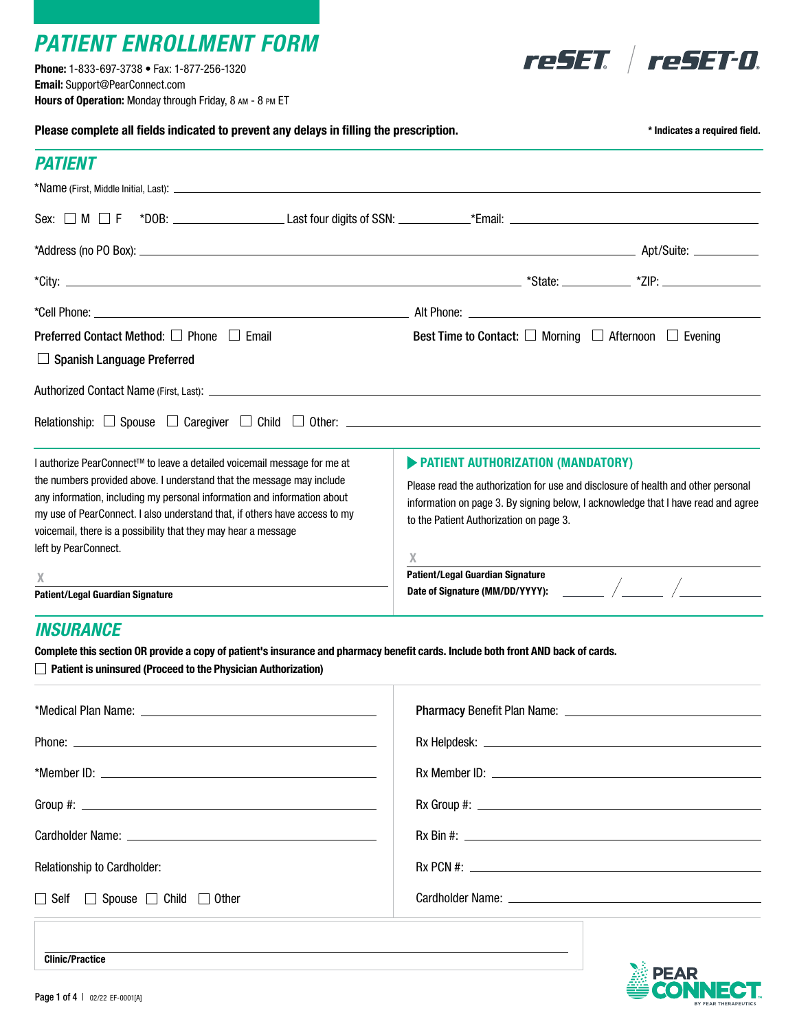# PATIENT ENROLLMENT FORM

**Phone:** 1-833-697-3738 • Fax: 1-877-256-1320
**Email:** Support@PearConnect.com
**Hours of Operation:** Monday through Friday, 8 AM - 8 PM ET

reSET / reSET-O

**Please complete all fields indicated to prevent any delays in filling the prescription.**

**\* Indicates a required field.**

## PATIENT

*Name (First, Middle Initial, Last): ______________________________

Sex: ☐ M ☐ F *DOB: ______________ Last four digits of SSN: __________ *Email: ______________________

*Address (no PO Box): ______________________________ Apt/Suite: __________

*City: ______________________ *State: __________ *ZIP: __________

*Cell Phone: ______________________ Alt Phone: ______________________

Preferred Contact Method: ☐ Phone ☐ Email

Best Time to Contact: ☐ Morning ☐ Afternoon ☐ Evening

☐ Spanish Language Preferred

Authorized Contact Name (First, Last): ______________________________

Relationship: ☐ Spouse ☐ Caregiver ☐ Child ☐ Other: ______________________

I authorize PearConnect™ to leave a detailed voicemail message for me at the numbers provided above. I understand that the message may include any information, including my personal information and information about my use of PearConnect. I also understand that, if others have access to my voicemail, there is a possibility that they may hear a message left by PearConnect.

X ______________________________
**Patient/Legal Guardian Signature**

### ▶ PATIENT AUTHORIZATION (MANDATORY)

Please read the authorization for use and disclosure of health and other personal information on page 3. By signing below, I acknowledge that I have read and agree to the Patient Authorization on page 3.

X ______________________________
**Patient/Legal Guardian Signature**
**Date of Signature (MM/DD/YYYY):** ______ / ______ / ______

## INSURANCE

**Complete this section OR provide a copy of patient's insurance and pharmacy benefit cards. Include both front AND back of cards.**

☐ **Patient is uninsured (Proceed to the Physician Authorization)**

*Medical Plan Name: ______________________

Phone: ______________________

*Member ID: ______________________

Group #: ______________________

Cardholder Name: ______________________

Relationship to Cardholder:

☐ Self ☐ Spouse ☐ Child ☐ Other

**Pharmacy** Benefit Plan Name: ______________________

Rx Helpdesk: ______________________

Rx Member ID: ______________________

Rx Group #: ______________________

Rx Bin #: ______________________

Rx PCN #: ______________________

Cardholder Name: ______________________

______________________________
**Clinic/Practice**

02/22 EF-0001[A]

PEAR CONNECT BY PEAR THERAPEUTICS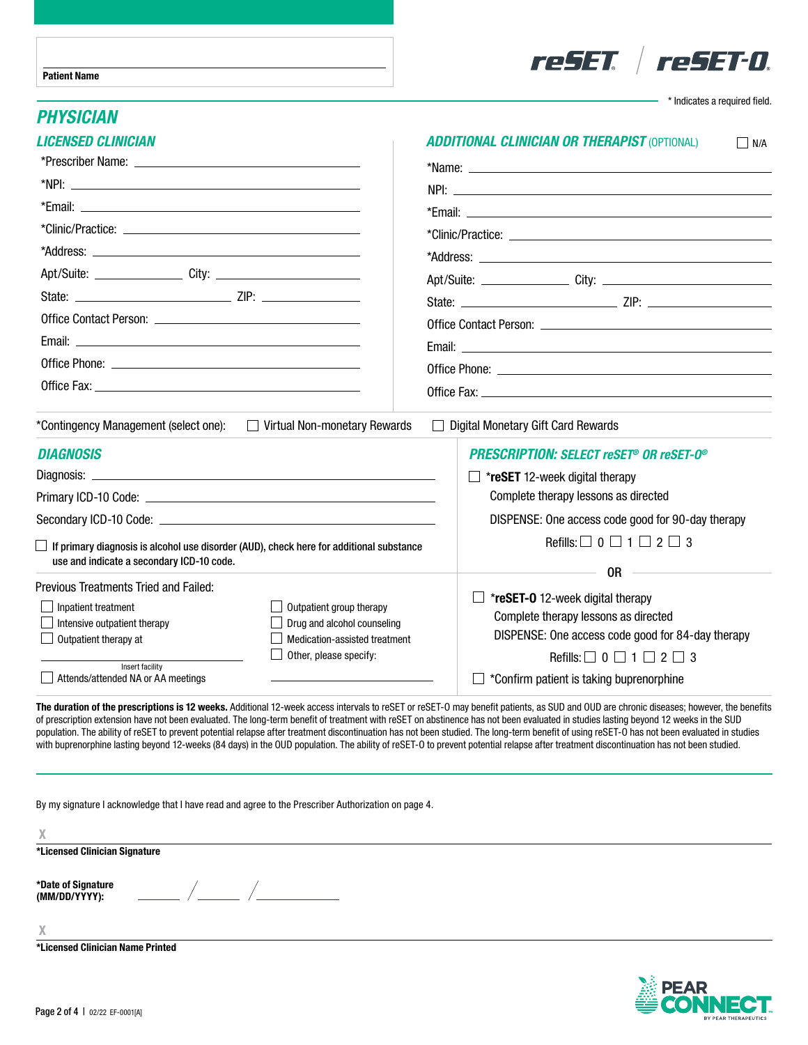Patient Name

reSET / reSET-O

\* Indicates a required field.

## PHYSICIAN

### LICENSED CLINICIAN

*Prescriber Name: ______________________

*NPI: ______________________

*Email: ______________________

*Clinic/Practice: ______________________

*Address: ______________________

Apt/Suite: __________ City: ______________________

State: ______________________ ZIP: __________

Office Contact Person: ______________________

Email: ______________________

Office Phone: ______________________

Office Fax: ______________________

### ADDITIONAL CLINICIAN OR THERAPIST (OPTIONAL)

☐ N/A

*Name: ______________________

NPI: ______________________

*Email: ______________________

*Clinic/Practice: ______________________

*Address: ______________________

Apt/Suite: __________ City: ______________________

State: ______________________ ZIP: __________

Office Contact Person: ______________________

Email: ______________________

Office Phone: ______________________

Office Fax: ______________________

*Contingency Management (select one): ☐ Virtual Non-monetary Rewards ☐ Digital Monetary Gift Card Rewards

### DIAGNOSIS

Diagnosis: ______________________

Primary ICD-10 Code: ______________________

Secondary ICD-10 Code: ______________________

☐ **If primary diagnosis is alcohol use disorder (AUD), check here for additional substance use and indicate a secondary ICD-10 code.**

Previous Treatments Tried and Failed:

- ☐ Inpatient treatment
- ☐ Intensive outpatient therapy
- ☐ Outpatient therapy at ______________________ (Insert facility)
- ☐ Attends/attended NA or AA meetings
- ☐ Outpatient group therapy
- ☐ Drug and alcohol counseling
- ☐ Medication-assisted treatment
- ☐ Other, please specify: ______________________

### PRESCRIPTION: SELECT reSET® OR reSET-O®

☐ ***reSET** 12-week digital therapy

Complete therapy lessons as directed

DISPENSE: One access code good for 90-day therapy

Refills: ☐ 0 ☐ 1 ☐ 2 ☐ 3

**OR**

☐ ***reSET-O** 12-week digital therapy

Complete therapy lessons as directed

DISPENSE: One access code good for 84-day therapy

Refills: ☐ 0 ☐ 1 ☐ 2 ☐ 3

☐ *Confirm patient is taking buprenorphine

**The duration of the prescriptions is 12 weeks.** Additional 12-week access intervals to reSET or reSET-O may benefit patients, as SUD and OUD are chronic diseases; however, the benefits of prescription extension have not been evaluated. The long-term benefit of treatment with reSET on abstinence has not been evaluated in studies lasting beyond 12 weeks in the SUD population. The ability of reSET to prevent potential relapse after treatment discontinuation has not been studied. The long-term benefit of using reSET-O has not been evaluated in studies with buprenorphine lasting beyond 12-weeks (84 days) in the OUD population. The ability of reSET-O to prevent potential relapse after treatment discontinuation has not been studied.

By my signature I acknowledge that I have read and agree to the Prescriber Authorization on page 4.

X ______________________

**\*Licensed Clinician Signature**

**\*Date of Signature (MM/DD/YYYY):** ______ / ______ / __________

X ______________________

**\*Licensed Clinician Name Printed**

PEAR CONNECT BY PEAR THERAPEUTICS

02/22 EF-0001[A]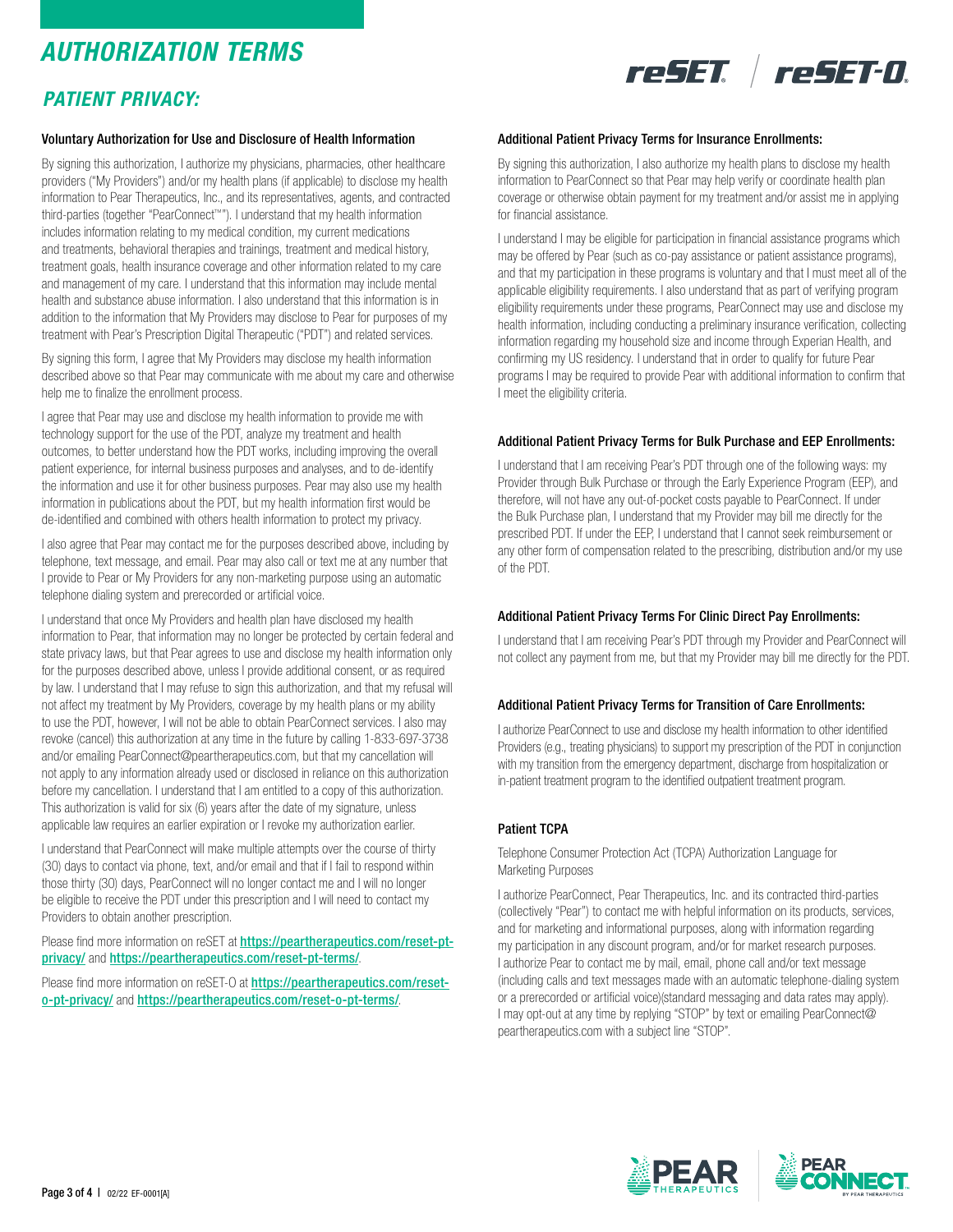# AUTHORIZATION TERMS

## PATIENT PRIVACY:

### Voluntary Authorization for Use and Disclosure of Health Information

By signing this authorization, I authorize my physicians, pharmacies, other healthcare providers ("My Providers") and/or my health plans (if applicable) to disclose my health information to Pear Therapeutics, Inc., and its representatives, agents, and contracted third-parties (together "PearConnect™"). I understand that my health information includes information relating to my medical condition, my current medications and treatments, behavioral therapies and trainings, treatment and medical history, treatment goals, health insurance coverage and other information related to my care and management of my care. I understand that this information may include mental health and substance abuse information. I also understand that this information is in addition to the information that My Providers may disclose to Pear for purposes of my treatment with Pear's Prescription Digital Therapeutic ("PDT") and related services.

By signing this form, I agree that My Providers may disclose my health information described above so that Pear may communicate with me about my care and otherwise help me to finalize the enrollment process.

I agree that Pear may use and disclose my health information to provide me with technology support for the use of the PDT, analyze my treatment and health outcomes, to better understand how the PDT works, including improving the overall patient experience, for internal business purposes and analyses, and to de-identify the information and use it for other business purposes. Pear may also use my health information in publications about the PDT, but my health information first would be de-identified and combined with others health information to protect my privacy.

I also agree that Pear may contact me for the purposes described above, including by telephone, text message, and email. Pear may also call or text me at any number that I provide to Pear or My Providers for any non-marketing purpose using an automatic telephone dialing system and prerecorded or artificial voice.

I understand that once My Providers and health plan have disclosed my health information to Pear, that information may no longer be protected by certain federal and state privacy laws, but that Pear agrees to use and disclose my health information only for the purposes described above, unless I provide additional consent, or as required by law. I understand that I may refuse to sign this authorization, and that my refusal will not affect my treatment by My Providers, coverage by my health plans or my ability to use the PDT, however, I will not be able to obtain PearConnect services. I also may revoke (cancel) this authorization at any time in the future by calling 1-833-697-3738 and/or emailing PearConnect@peartherapeutics.com, but that my cancellation will not apply to any information already used or disclosed in reliance on this authorization before my cancellation. I understand that I am entitled to a copy of this authorization. This authorization is valid for six (6) years after the date of my signature, unless applicable law requires an earlier expiration or I revoke my authorization earlier.

I understand that PearConnect will make multiple attempts over the course of thirty (30) days to contact via phone, text, and/or email and that if I fail to respond within those thirty (30) days, PearConnect will no longer contact me and I will no longer be eligible to receive the PDT under this prescription and I will need to contact my Providers to obtain another prescription.

Please find more information on reSET at **https://peartherapeutics.com/reset-pt-privacy/** and **https://peartherapeutics.com/reset-pt-terms/**.

Please find more information on reSET-O at **https://peartherapeutics.com/reset-o-pt-privacy/** and **https://peartherapeutics.com/reset-o-pt-terms/**.

### Additional Patient Privacy Terms for Insurance Enrollments:

By signing this authorization, I also authorize my health plans to disclose my health information to PearConnect so that Pear may help verify or coordinate health plan coverage or otherwise obtain payment for my treatment and/or assist me in applying for financial assistance.

I understand I may be eligible for participation in financial assistance programs which may be offered by Pear (such as co-pay assistance or patient assistance programs), and that my participation in these programs is voluntary and that I must meet all of the applicable eligibility requirements. I also understand that as part of verifying program eligibility requirements under these programs, PearConnect may use and disclose my health information, including conducting a preliminary insurance verification, collecting information regarding my household size and income through Experian Health, and confirming my US residency. I understand that in order to qualify for future Pear programs I may be required to provide Pear with additional information to confirm that I meet the eligibility criteria.

### Additional Patient Privacy Terms for Bulk Purchase and EEP Enrollments:

I understand that I am receiving Pear's PDT through one of the following ways: my Provider through Bulk Purchase or through the Early Experience Program (EEP), and therefore, will not have any out-of-pocket costs payable to PearConnect. If under the Bulk Purchase plan, I understand that my Provider may bill me directly for the prescribed PDT. If under the EEP, I understand that I cannot seek reimbursement or any other form of compensation related to the prescribing, distribution and/or my use of the PDT.

### Additional Patient Privacy Terms For Clinic Direct Pay Enrollments:

I understand that I am receiving Pear's PDT through my Provider and PearConnect will not collect any payment from me, but that my Provider may bill me directly for the PDT.

### Additional Patient Privacy Terms for Transition of Care Enrollments:

I authorize PearConnect to use and disclose my health information to other identified Providers (e.g., treating physicians) to support my prescription of the PDT in conjunction with my transition from the emergency department, discharge from hospitalization or in-patient treatment program to the identified outpatient treatment program.

### Patient TCPA

Telephone Consumer Protection Act (TCPA) Authorization Language for Marketing Purposes

I authorize PearConnect, Pear Therapeutics, Inc. and its contracted third-parties (collectively "Pear") to contact me with helpful information on its products, services, and for marketing and informational purposes, along with information regarding my participation in any discount program, and/or for market research purposes. I authorize Pear to contact me by mail, email, phone call and/or text message (including calls and text messages made with an automatic telephone-dialing system or a prerecorded or artificial voice)(standard messaging and data rates may apply). I may opt-out at any time by replying "STOP" by text or emailing PearConnect@peartherapeutics.com with a subject line "STOP".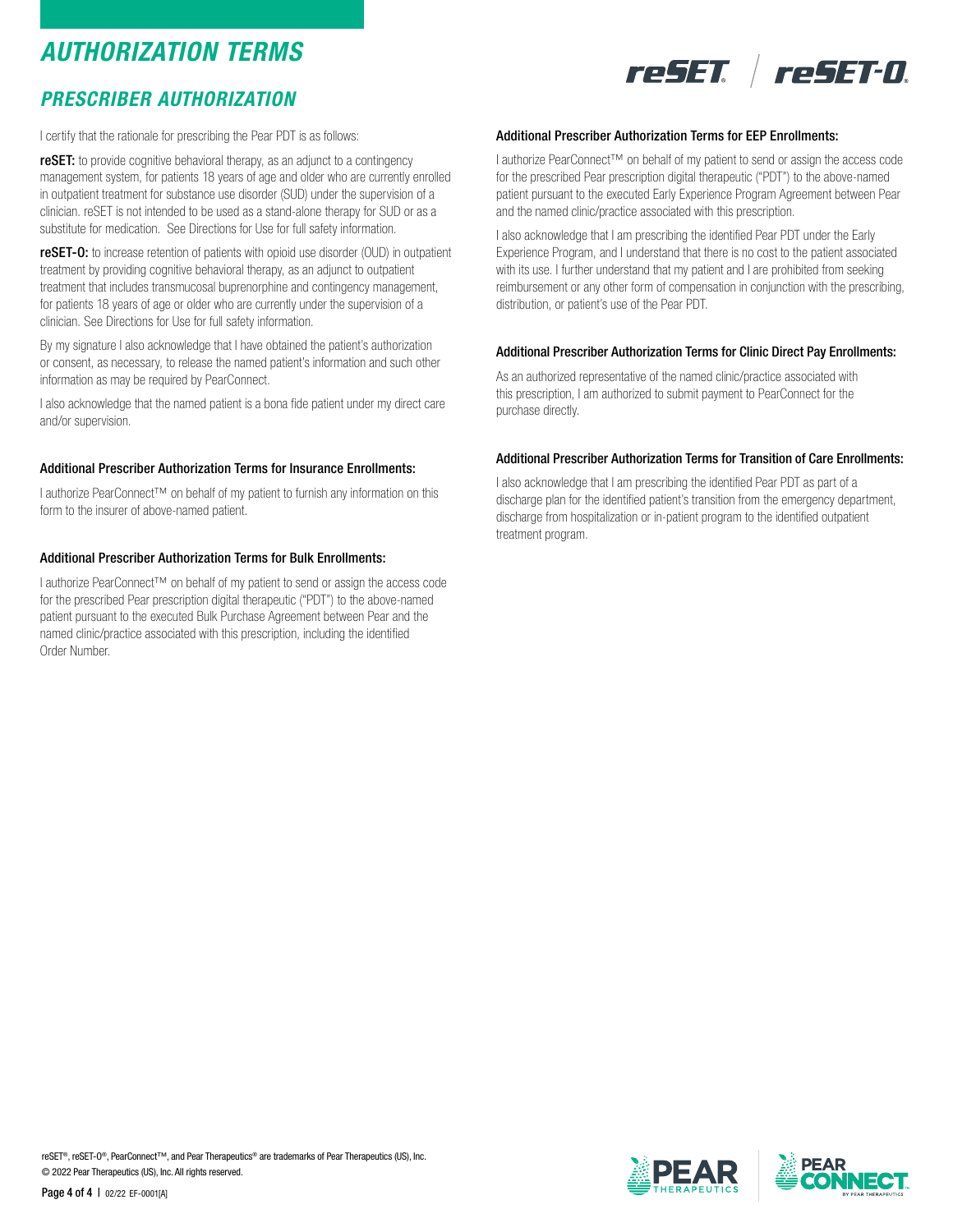# AUTHORIZATION TERMS

## PRESCRIBER AUTHORIZATION

I certify that the rationale for prescribing the Pear PDT is as follows:

**reSET:** to provide cognitive behavioral therapy, as an adjunct to a contingency management system, for patients 18 years of age and older who are currently enrolled in outpatient treatment for substance use disorder (SUD) under the supervision of a clinician. reSET is not intended to be used as a stand-alone therapy for SUD or as a substitute for medication. See Directions for Use for full safety information.

**reSET-O:** to increase retention of patients with opioid use disorder (OUD) in outpatient treatment by providing cognitive behavioral therapy, as an adjunct to outpatient treatment that includes transmucosal buprenorphine and contingency management, for patients 18 years of age or older who are currently under the supervision of a clinician. See Directions for Use for full safety information.

By my signature I also acknowledge that I have obtained the patient's authorization or consent, as necessary, to release the named patient's information and such other information as may be required by PearConnect.

I also acknowledge that the named patient is a bona fide patient under my direct care and/or supervision.

### Additional Prescriber Authorization Terms for Insurance Enrollments:

I authorize PearConnect™ on behalf of my patient to furnish any information on this form to the insurer of above-named patient.

### Additional Prescriber Authorization Terms for Bulk Enrollments:

I authorize PearConnect™ on behalf of my patient to send or assign the access code for the prescribed Pear prescription digital therapeutic ("PDT") to the above-named patient pursuant to the executed Bulk Purchase Agreement between Pear and the named clinic/practice associated with this prescription, including the identified Order Number.

### Additional Prescriber Authorization Terms for EEP Enrollments:

I authorize PearConnect™ on behalf of my patient to send or assign the access code for the prescribed Pear prescription digital therapeutic ("PDT") to the above-named patient pursuant to the executed Early Experience Program Agreement between Pear and the named clinic/practice associated with this prescription.

I also acknowledge that I am prescribing the identified Pear PDT under the Early Experience Program, and I understand that there is no cost to the patient associated with its use. I further understand that my patient and I are prohibited from seeking reimbursement or any other form of compensation in conjunction with the prescribing, distribution, or patient's use of the Pear PDT.

### Additional Prescriber Authorization Terms for Clinic Direct Pay Enrollments:

As an authorized representative of the named clinic/practice associated with this prescription, I am authorized to submit payment to PearConnect for the purchase directly.

### Additional Prescriber Authorization Terms for Transition of Care Enrollments:

I also acknowledge that I am prescribing the identified Pear PDT as part of a discharge plan for the identified patient's transition from the emergency department, discharge from hospitalization or in-patient program to the identified outpatient treatment program.

reSET®, reSET-O®, PearConnect™, and Pear Therapeutics® are trademarks of Pear Therapeutics (US), Inc.
© 2022 Pear Therapeutics (US), Inc. All rights reserved.

02/22 EF-0001[A]